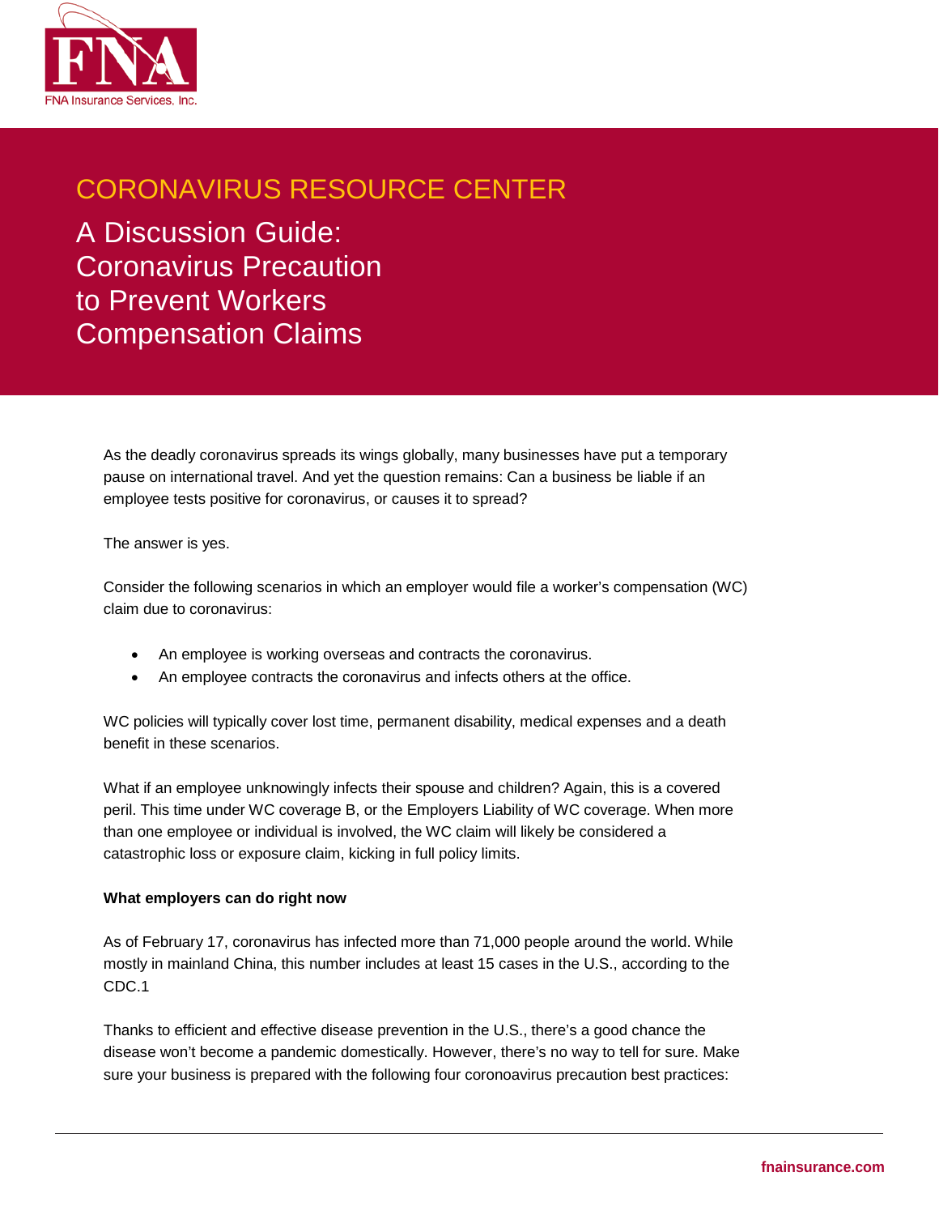FNA Insurance Services, Inc.

# CORONAVIRUS RESOURCE CENTER

## A Discussion Guide: Coronavirus Precaution to Prevent Workers Compensation Claims

As the deadly coronavirus spreads its wings globally, many businesses have put a temporary pause on international travel. And yet the question remains: Can a business be liable if an employee tests positive for coronavirus, or causes it to spread?

The answer is yes.

Consider the following scenarios in which an employer would file a worker's compensation (WC) claim due to coronavirus:

- An employee is working overseas and contracts the coronavirus.
- An employee contracts the coronavirus and infects others at the office.

WC policies will typically cover lost time, permanent disability, medical expenses and a death benefit in these scenarios.

What if an employee unknowingly infects their spouse and children? Again, this is a covered peril. This time under WC coverage B, or the Employers Liability of WC coverage. When more than one employee or individual is involved, the WC claim will likely be considered a catastrophic loss or exposure claim, kicking in full policy limits.

**What employers can do right now**

As of February 17, coronavirus has infected more than 71,000 people around the world. While mostly in mainland China, this number includes at least 15 cases in the U.S., according to the CDC.1

Thanks to efficient and effective disease prevention in the U.S., there's a good chance the disease won't become a pandemic domestically. However, there's no way to tell for sure. Make sure your business is prepared with the following four coronoavirus precaution best practices: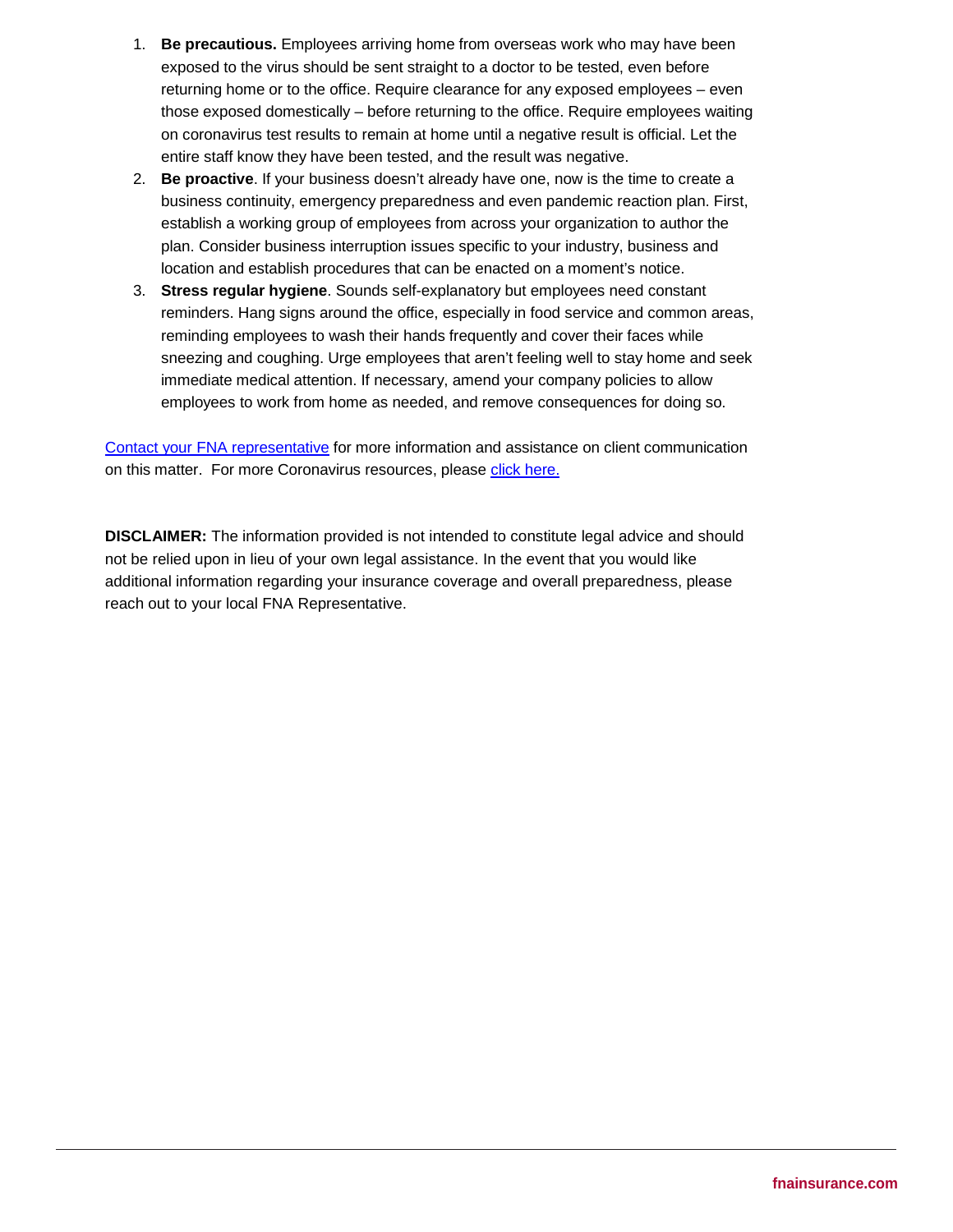1. **Be precautious.** Employees arriving home from overseas work who may have been exposed to the virus should be sent straight to a doctor to be tested, even before returning home or to the office. Require clearance for any exposed employees – even those exposed domestically – before returning to the office. Require employees waiting on coronavirus test results to remain at home until a negative result is official. Let the entire staff know they have been tested, and the result was negative.
2. **Be proactive**. If your business doesn't already have one, now is the time to create a business continuity, emergency preparedness and even pandemic reaction plan. First, establish a working group of employees from across your organization to author the plan. Consider business interruption issues specific to your industry, business and location and establish procedures that can be enacted on a moment's notice.
3. **Stress regular hygiene**. Sounds self-explanatory but employees need constant reminders. Hang signs around the office, especially in food service and common areas, reminding employees to wash their hands frequently and cover their faces while sneezing and coughing. Urge employees that aren't feeling well to stay home and seek immediate medical attention. If necessary, amend your company policies to allow employees to work from home as needed, and remove consequences for doing so.

Contact your FNA representative for more information and assistance on client communication on this matter. For more Coronavirus resources, please click here.

**DISCLAIMER:** The information provided is not intended to constitute legal advice and should not be relied upon in lieu of your own legal assistance. In the event that you would like additional information regarding your insurance coverage and overall preparedness, please reach out to your local FNA Representative.